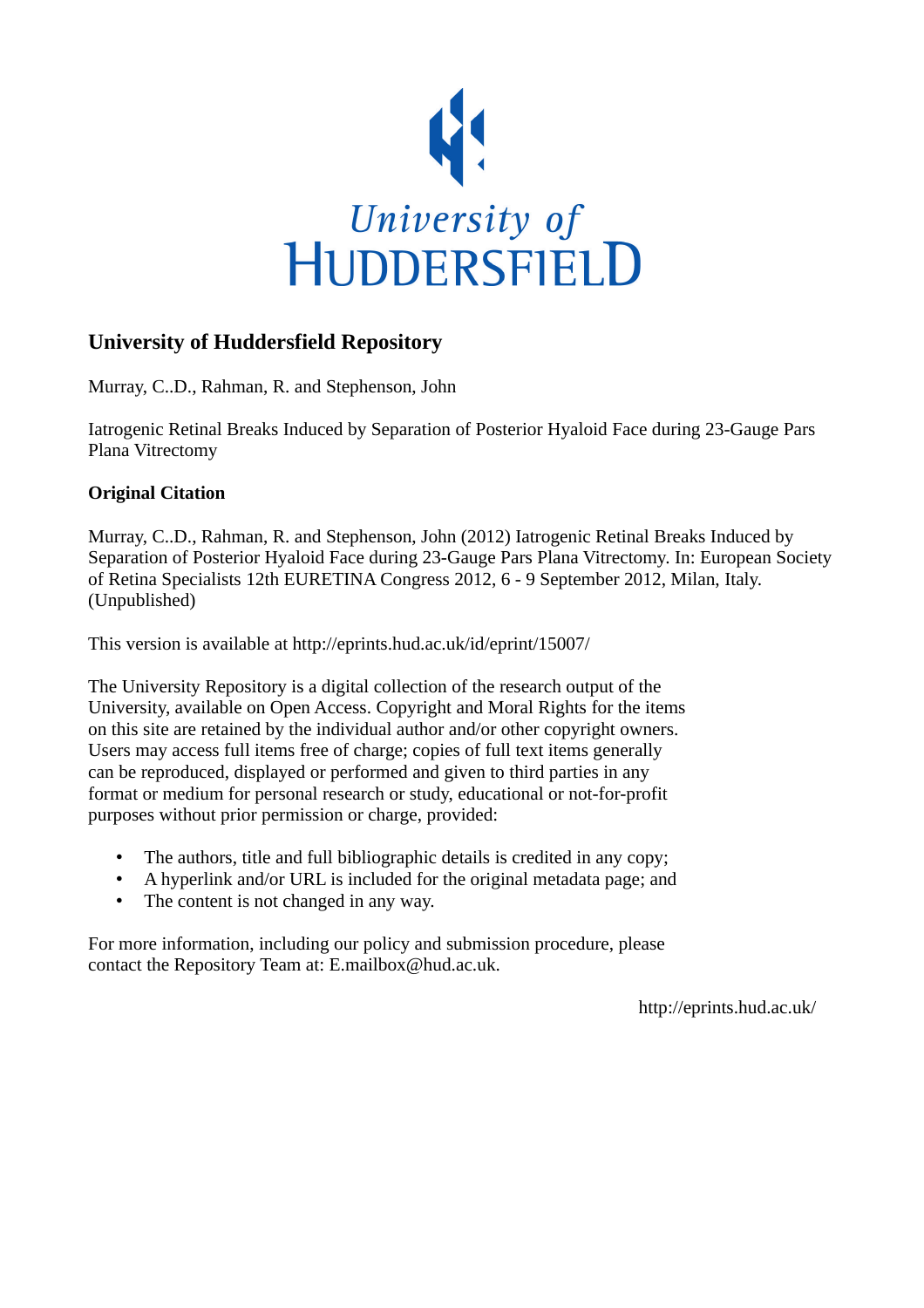# University of Huddersfield Repository

Murray, C..D., Rahman, R. and Stephenson, John

Iatrogenic Retinal Breaks Induced by Separation of Posterior Hyaloid Face during 23-Gauge Pars Plana Vitrectomy

## Original Citation

Murray, C..D., Rahman, R. and Stephenson, John (2012) Iatrogenic Retinal Breaks Induced by Separation of Posterior Hyaloid Face during 23-Gauge Pars Plana Vitrectomy. In: European Society of Retina Specialists 12th EURETINA Congress 2012, 6 - 9 September 2012, Milan, Italy. (Unpublished)

This version is available at http://eprints.hud.ac.uk/id/eprint/15007/

The University Repository is a digital collection of the research output of the University, available on Open Access. Copyright and Moral Rights for the items on this site are retained by the individual author and/or other copyright owners. Users may access full items free of charge; copies of full text items generally can be reproduced, displayed or performed and given to third parties in any format or medium for personal research or study, educational or not-for-profit purposes without prior permission or charge, provided:

- The authors, title and full bibliographic details is credited in any copy;
- A hyperlink and/or URL is included for the original metadata page; and
- The content is not changed in any way.

For more information, including our policy and submission procedure, please contact the Repository Team at: E.mailbox@hud.ac.uk.

http://eprints.hud.ac.uk/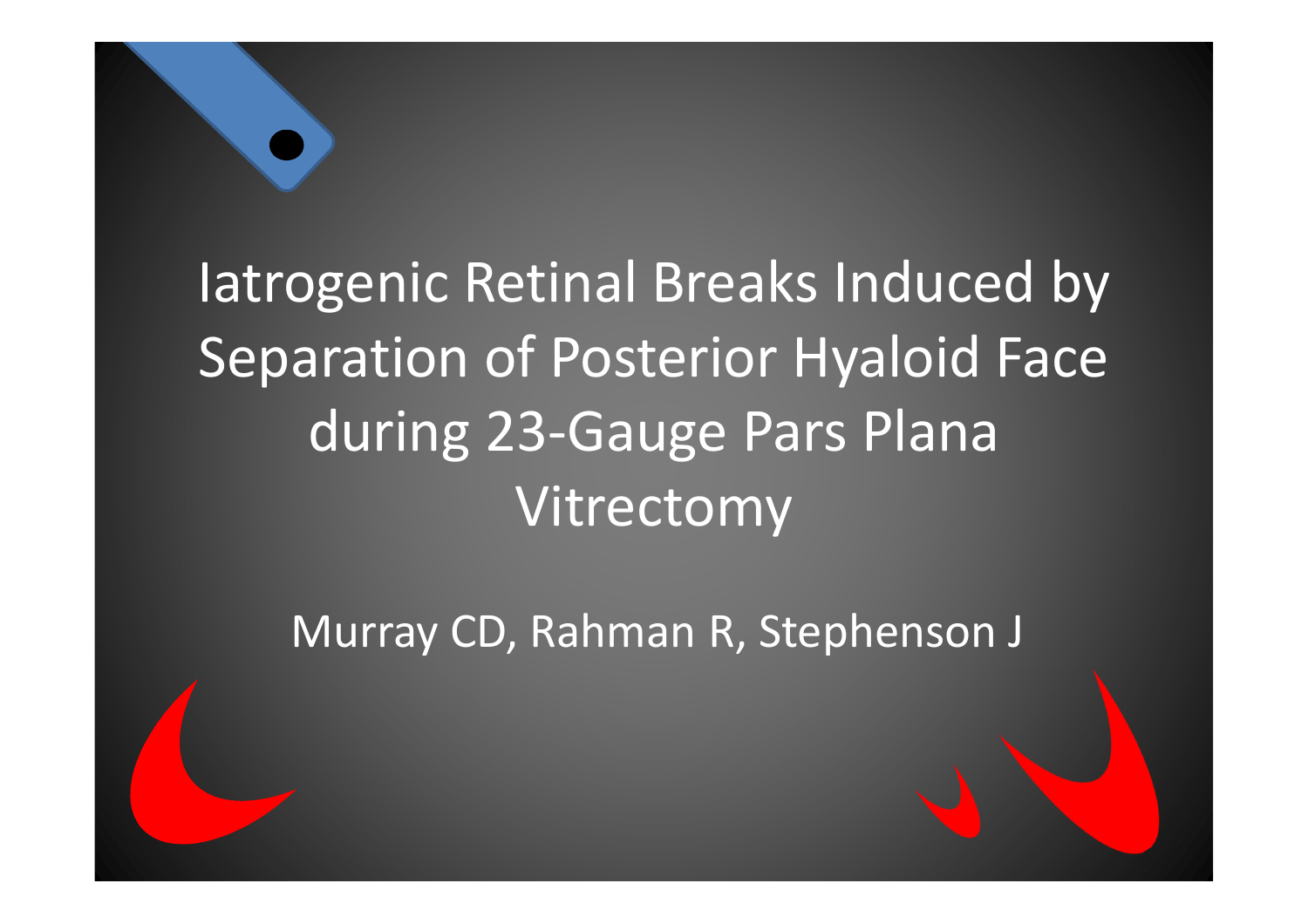# Iatrogenic Retinal Breaks Induced by Separation of Posterior Hyaloid Face during 23-Gauge Pars Plana Vitrectomy

Murray CD, Rahman R, Stephenson J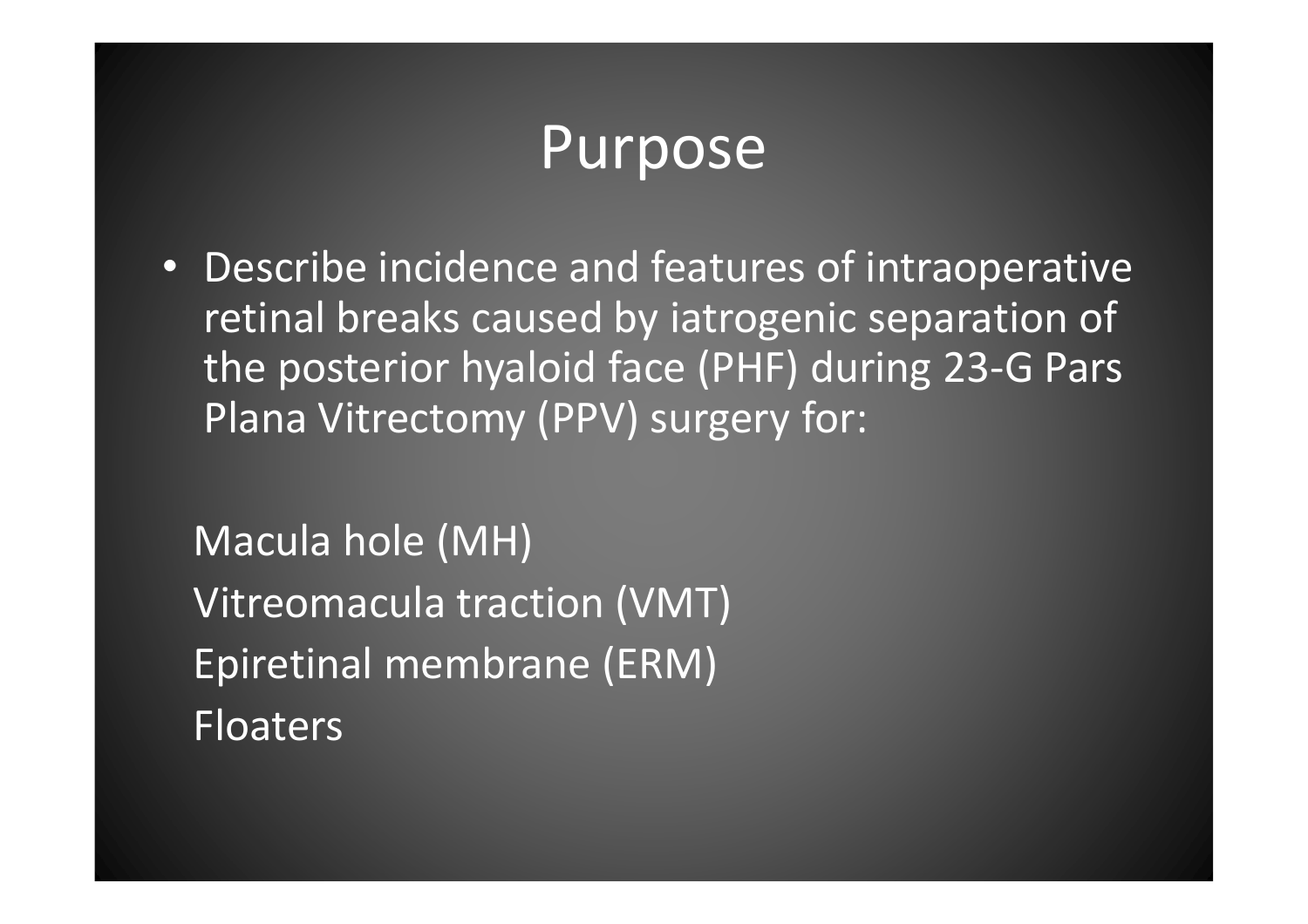# Purpose

- Describe incidence and features of intraoperative retinal breaks caused by iatrogenic separation of the posterior hyaloid face (PHF) during 23-G Pars Plana Vitrectomy (PPV) surgery for:

Macula hole (MH)
Vitreomacula traction (VMT)
Epiretinal membrane (ERM)
Floaters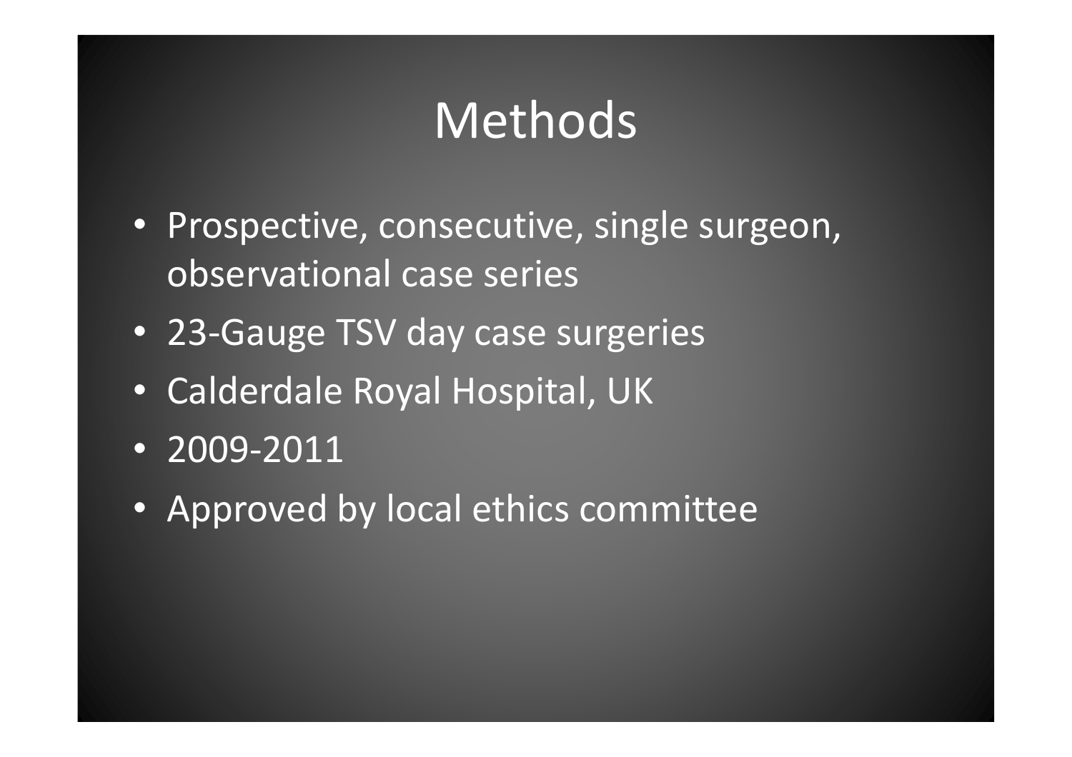# Methods

- Prospective, consecutive, single surgeon, observational case series
- 23-Gauge TSV day case surgeries
- Calderdale Royal Hospital, UK
- 2009-2011
- Approved by local ethics committee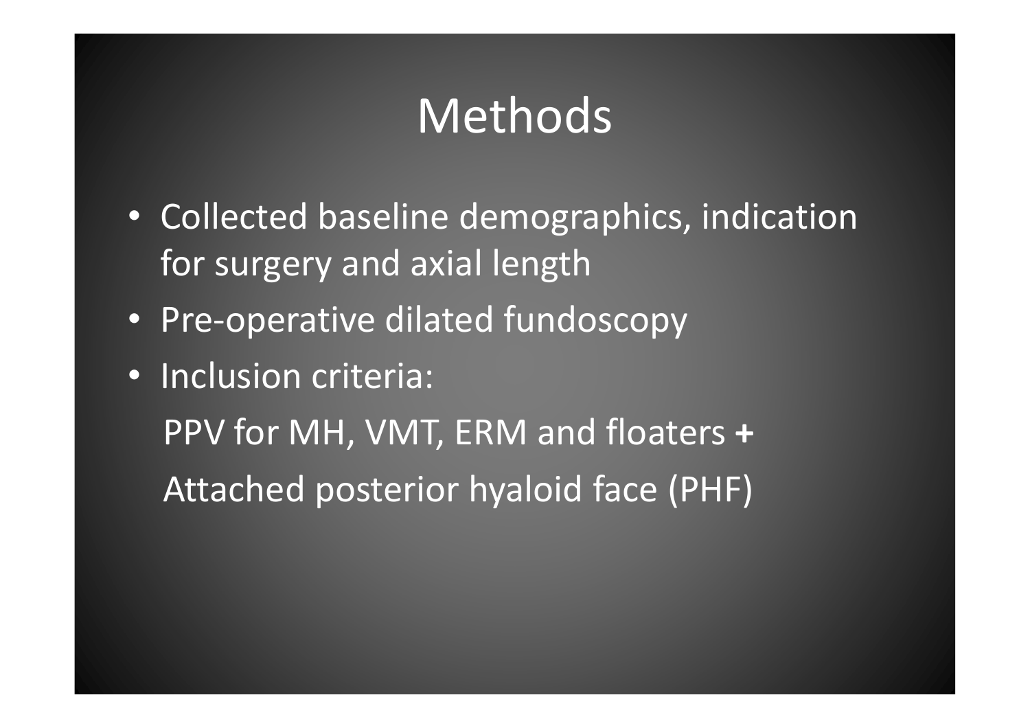# Methods

- Collected baseline demographics, indication for surgery and axial length
- Pre-operative dilated fundoscopy
- Inclusion criteria:

  PPV for MH, VMT, ERM and floaters **+**

  Attached posterior hyaloid face (PHF)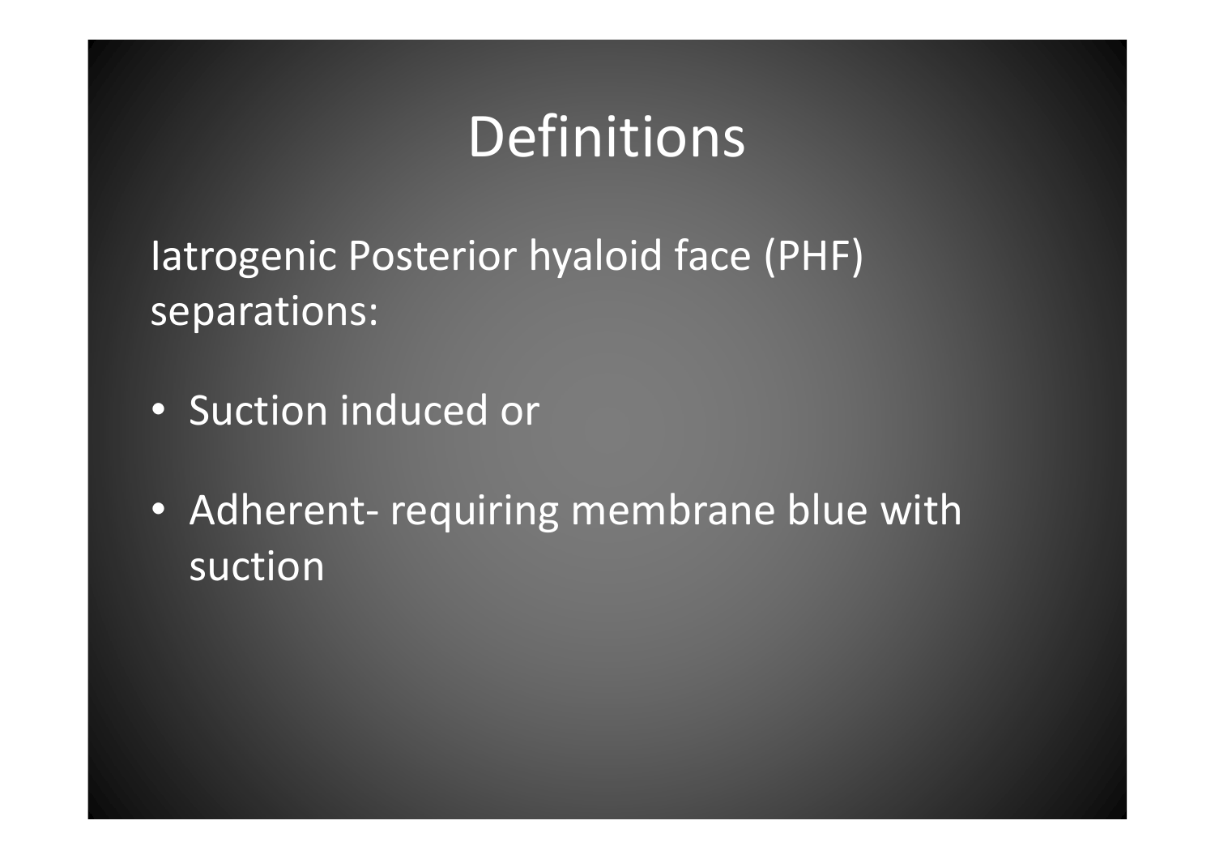# Definitions

Iatrogenic Posterior hyaloid face (PHF) separations:

- Suction induced or
- Adherent- requiring membrane blue with suction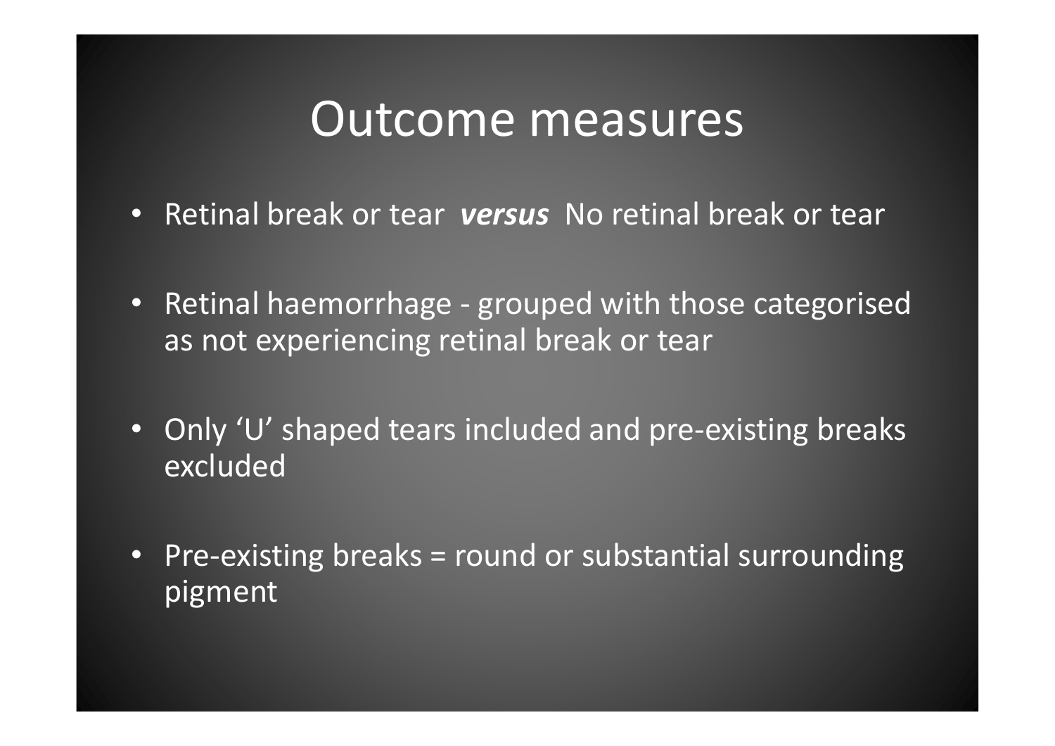# Outcome measures

- Retinal break or tear ***versus*** No retinal break or tear
- Retinal haemorrhage - grouped with those categorised as not experiencing retinal break or tear
- Only 'U' shaped tears included and pre-existing breaks excluded
- Pre-existing breaks = round or substantial surrounding pigment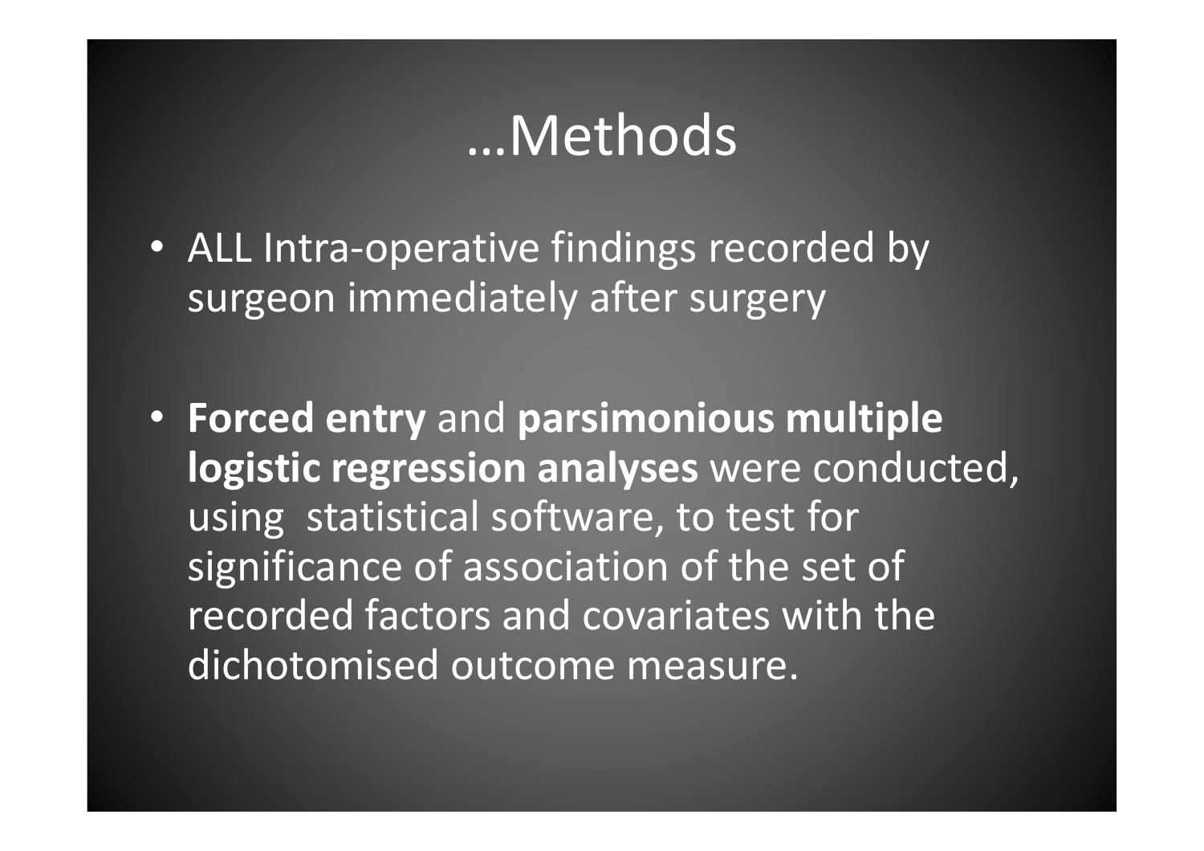# …Methods

- ALL Intra-operative findings recorded by surgeon immediately after surgery
- **Forced entry** and **parsimonious multiple logistic regression analyses** were conducted, using statistical software, to test for significance of association of the set of recorded factors and covariates with the dichotomised outcome measure.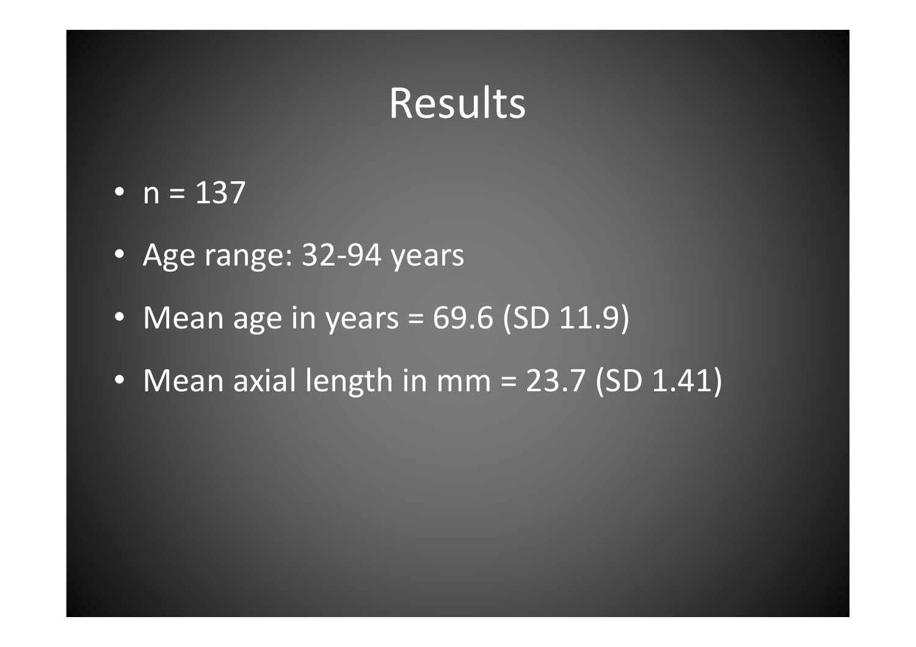# Results

- n = 137
- Age range: 32-94 years
- Mean age in years = 69.6 (SD 11.9)
- Mean axial length in mm = 23.7 (SD 1.41)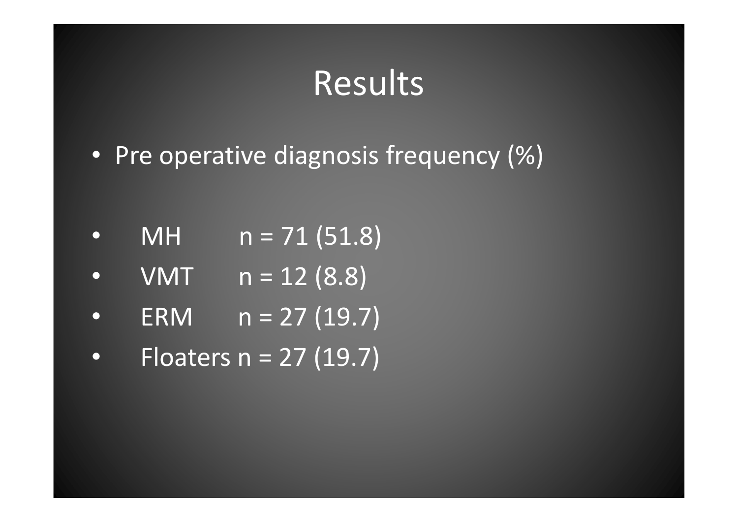# Results

- Pre operative diagnosis frequency (%)

- MH n = 71 (51.8)
- VMT n = 12 (8.8)
- ERM n = 27 (19.7)
- Floaters n = 27 (19.7)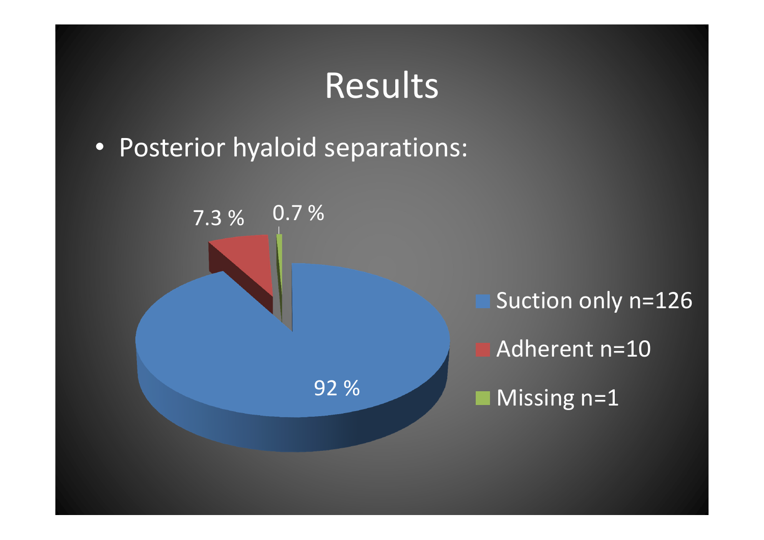# Results

- Posterior hyaloid separations:

7.3 %   0.7 %

92 %

- Suction only n=126
- Adherent n=10
- Missing n=1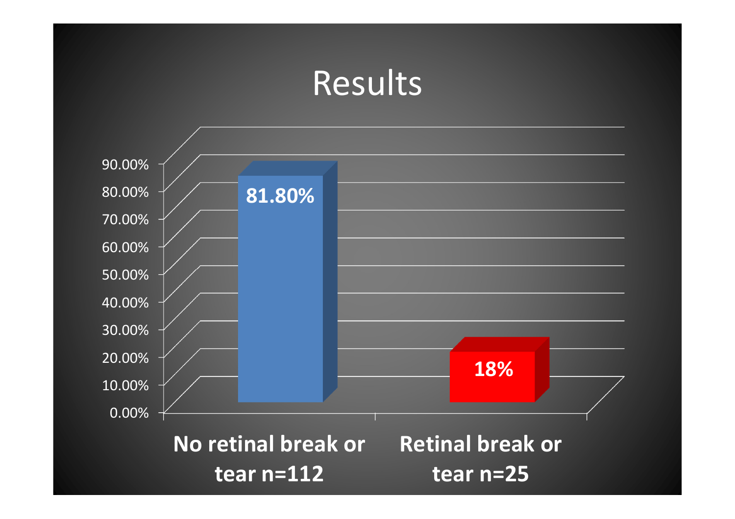# Results

| | No retinal break or tear n=112 | Retinal break or tear n=25 |
|---|---|---|
| Percentage | 81.80% | 18% |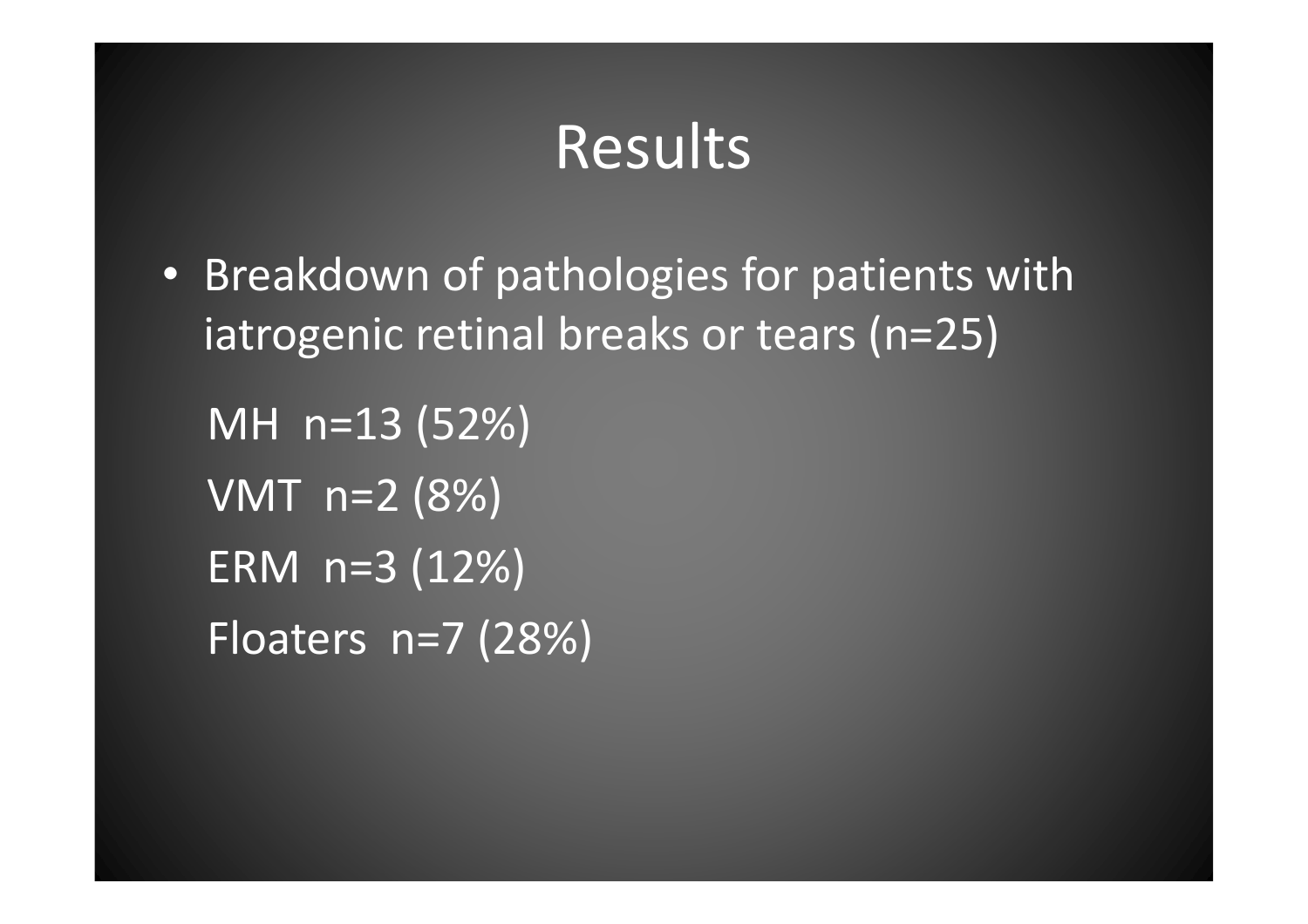# Results

- Breakdown of pathologies for patients with iatrogenic retinal breaks or tears (n=25)

  MH n=13 (52%)

  VMT n=2 (8%)

  ERM n=3 (12%)

  Floaters n=7 (28%)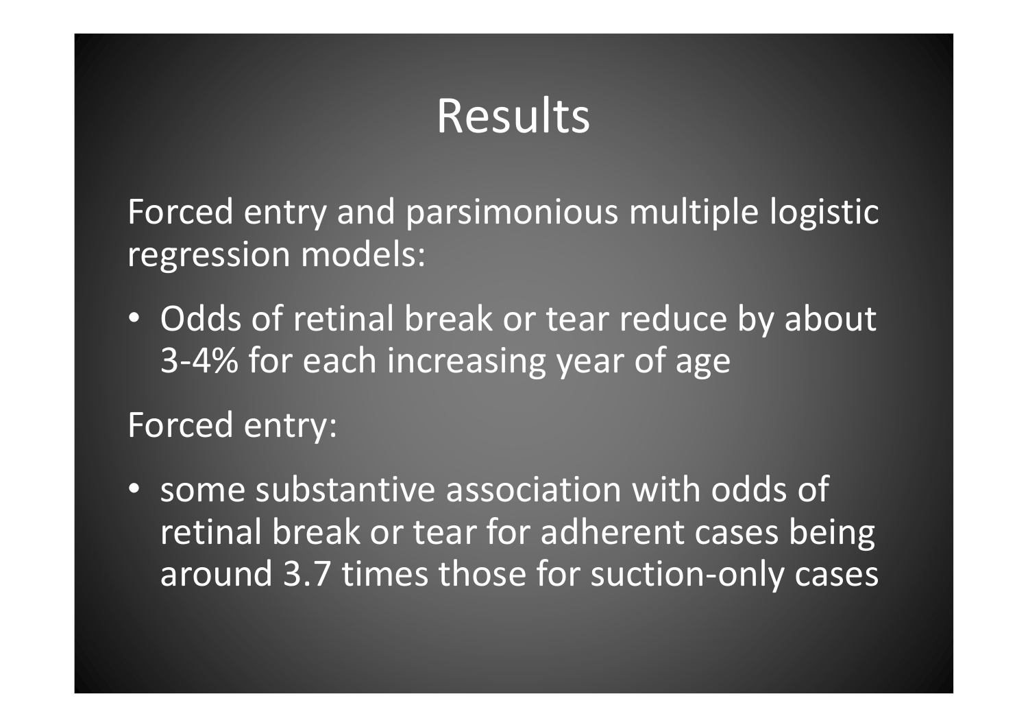# Results

Forced entry and parsimonious multiple logistic regression models:

- Odds of retinal break or tear reduce by about 3-4% for each increasing year of age

Forced entry:

- some substantive association with odds of retinal break or tear for adherent cases being around 3.7 times those for suction-only cases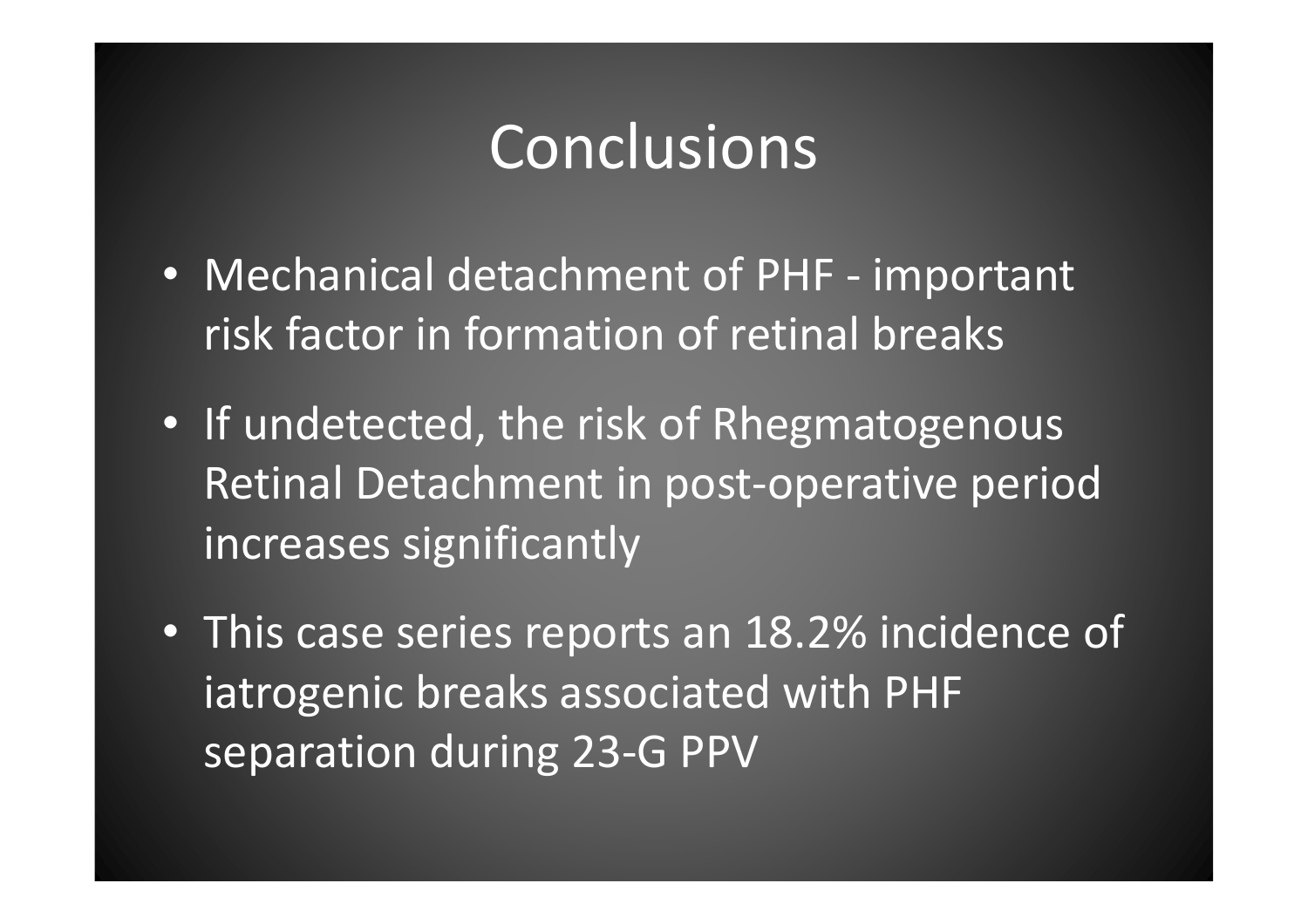# Conclusions

- Mechanical detachment of PHF - important risk factor in formation of retinal breaks
- If undetected, the risk of Rhegmatogenous Retinal Detachment in post-operative period increases significantly
- This case series reports an 18.2% incidence of iatrogenic breaks associated with PHF separation during 23-G PPV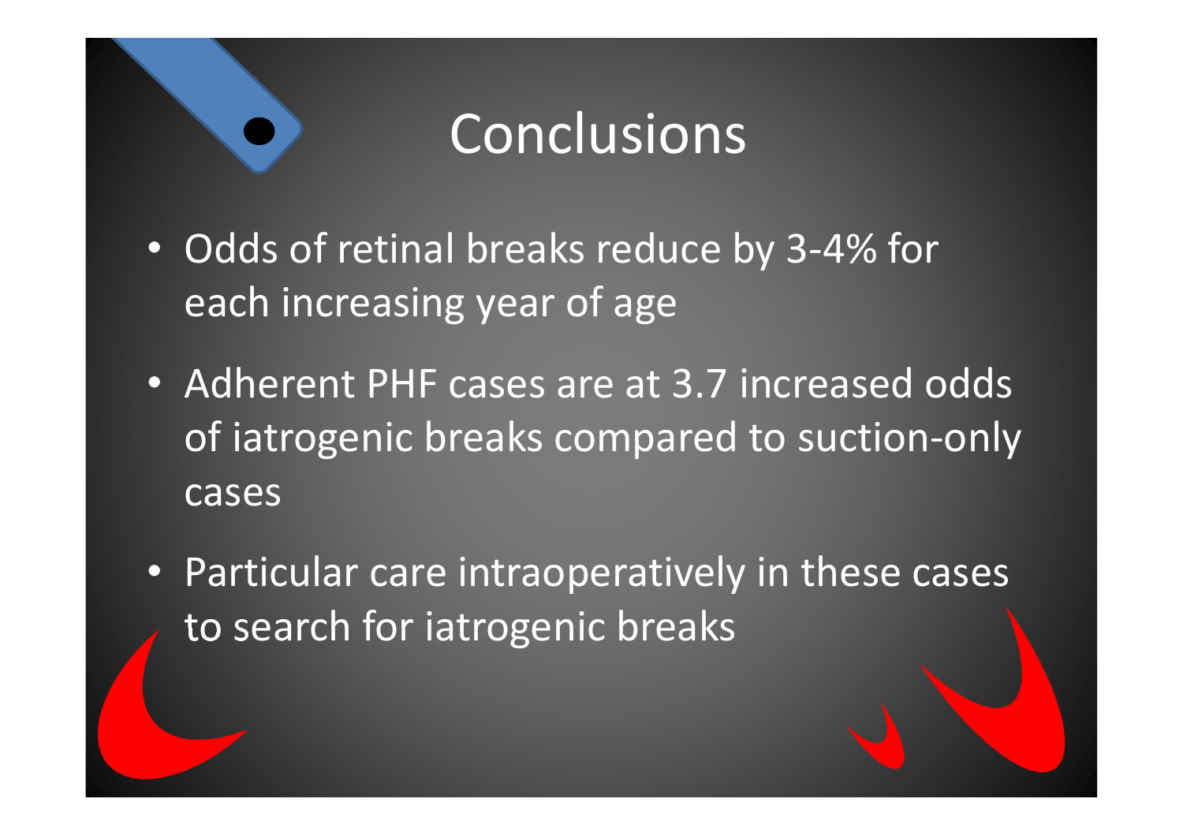# Conclusions

- Odds of retinal breaks reduce by 3-4% for each increasing year of age
- Adherent PHF cases are at 3.7 increased odds of iatrogenic breaks compared to suction-only cases
- Particular care intraoperatively in these cases to search for iatrogenic breaks